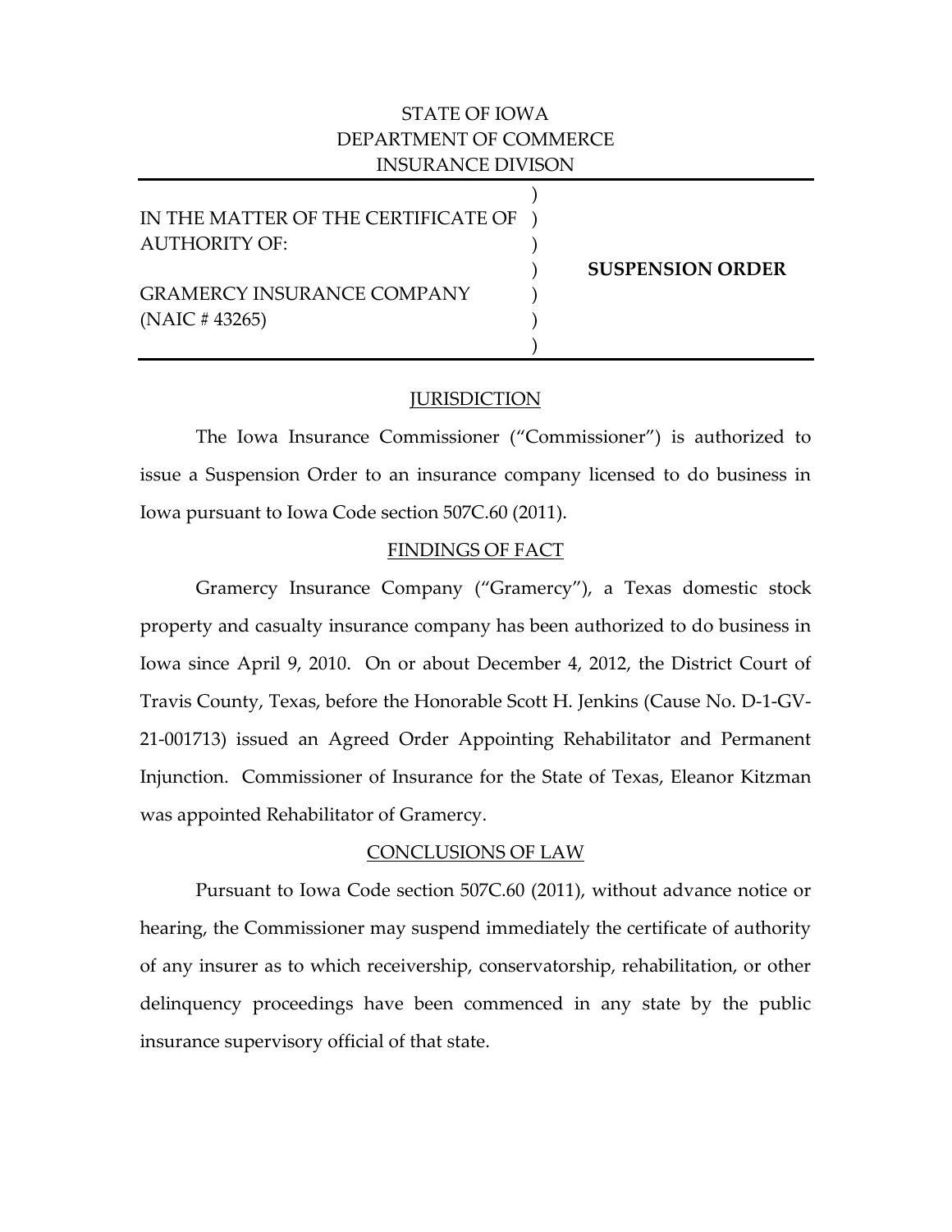STATE OF IOWA
DEPARTMENT OF COMMERCE
INSURANCE DIVISON

| | | |
|---|---|---|
| IN THE MATTER OF THE CERTIFICATE OF AUTHORITY OF: | ) | **SUSPENSION ORDER** |
| GRAMERCY INSURANCE COMPANY (NAIC # 43265) | ) | |

## JURISDICTION

The Iowa Insurance Commissioner ("Commissioner") is authorized to issue a Suspension Order to an insurance company licensed to do business in Iowa pursuant to Iowa Code section 507C.60 (2011).

## FINDINGS OF FACT

Gramercy Insurance Company ("Gramercy"), a Texas domestic stock property and casualty insurance company has been authorized to do business in Iowa since April 9, 2010. On or about December 4, 2012, the District Court of Travis County, Texas, before the Honorable Scott H. Jenkins (Cause No. D-1-GV-21-001713) issued an Agreed Order Appointing Rehabilitator and Permanent Injunction. Commissioner of Insurance for the State of Texas, Eleanor Kitzman was appointed Rehabilitator of Gramercy.

## CONCLUSIONS OF LAW

Pursuant to Iowa Code section 507C.60 (2011), without advance notice or hearing, the Commissioner may suspend immediately the certificate of authority of any insurer as to which receivership, conservatorship, rehabilitation, or other delinquency proceedings have been commenced in any state by the public insurance supervisory official of that state.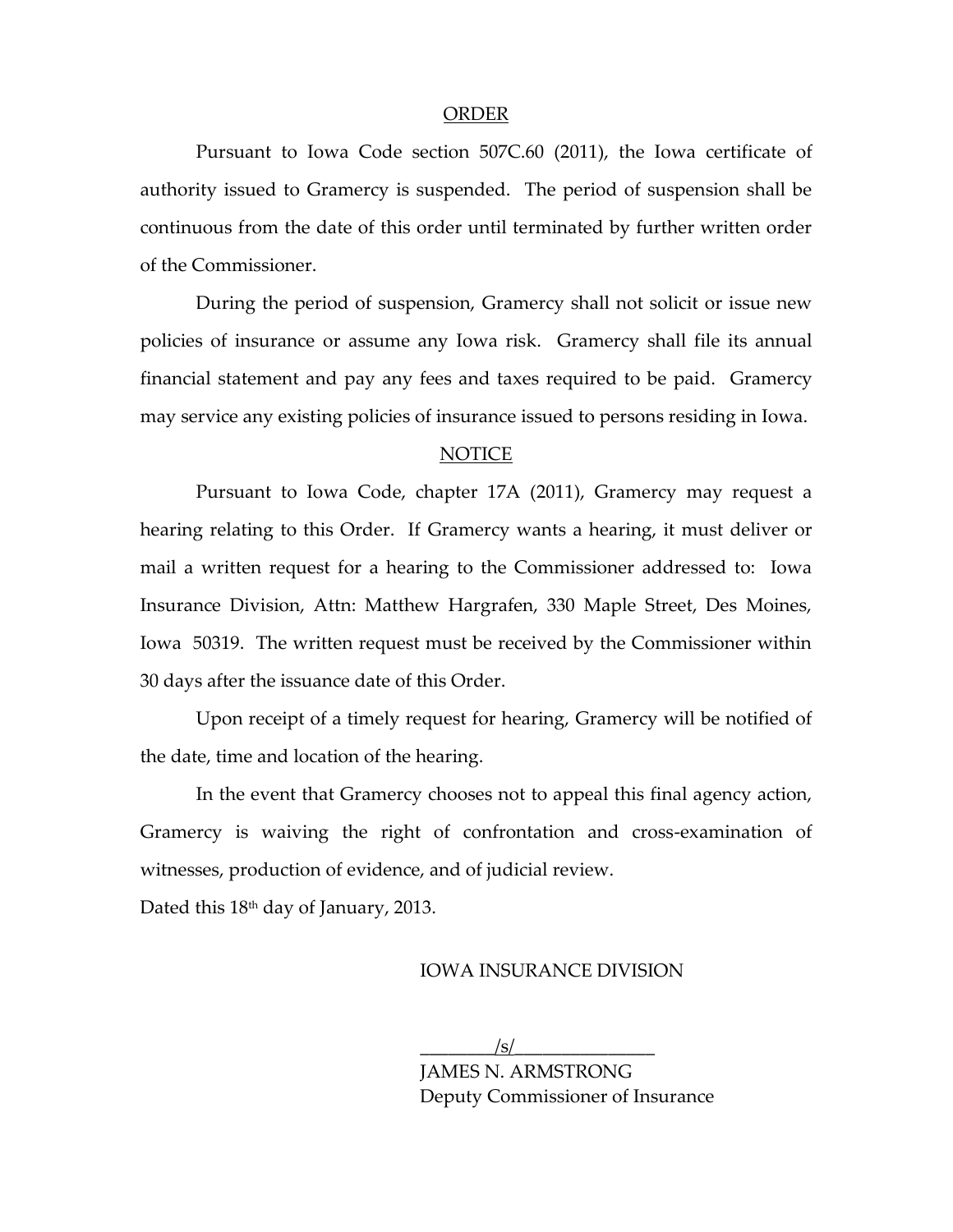## ORDER

Pursuant to Iowa Code section 507C.60 (2011), the Iowa certificate of authority issued to Gramercy is suspended. The period of suspension shall be continuous from the date of this order until terminated by further written order of the Commissioner.

During the period of suspension, Gramercy shall not solicit or issue new policies of insurance or assume any Iowa risk. Gramercy shall file its annual financial statement and pay any fees and taxes required to be paid. Gramercy may service any existing policies of insurance issued to persons residing in Iowa.

## NOTICE

Pursuant to Iowa Code, chapter 17A (2011), Gramercy may request a hearing relating to this Order. If Gramercy wants a hearing, it must deliver or mail a written request for a hearing to the Commissioner addressed to: Iowa Insurance Division, Attn: Matthew Hargrafen, 330 Maple Street, Des Moines, Iowa 50319. The written request must be received by the Commissioner within 30 days after the issuance date of this Order.

Upon receipt of a timely request for hearing, Gramercy will be notified of the date, time and location of the hearing.

In the event that Gramercy chooses not to appeal this final agency action, Gramercy is waiving the right of confrontation and cross-examination of witnesses, production of evidence, and of judicial review.

Dated this 18th day of January, 2013.

IOWA INSURANCE DIVISION

________/s/_______________

JAMES N. ARMSTRONG

Deputy Commissioner of Insurance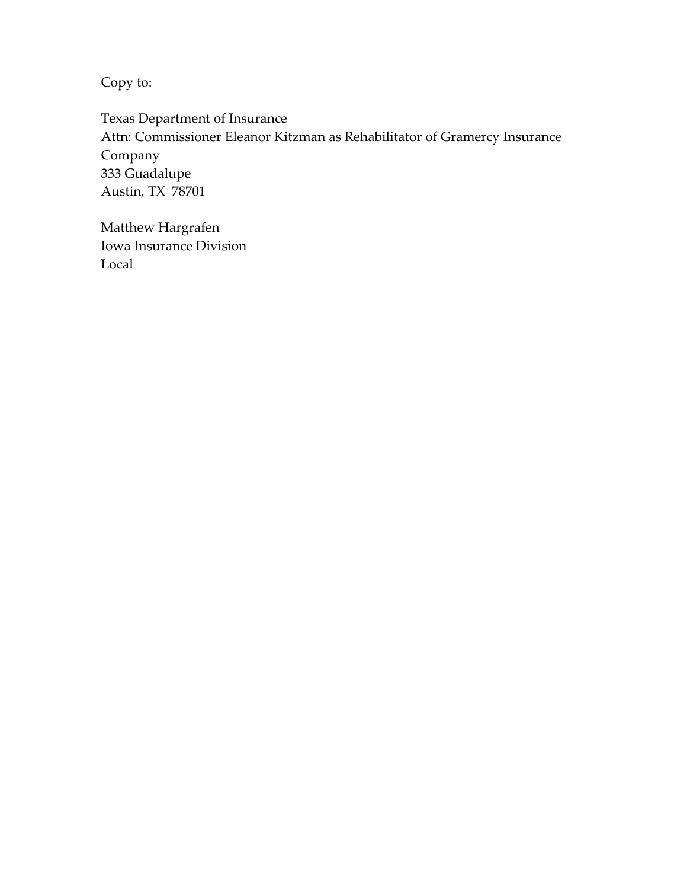Copy to:

Texas Department of Insurance
Attn: Commissioner Eleanor Kitzman as Rehabilitator of Gramercy Insurance Company
333 Guadalupe
Austin, TX 78701

Matthew Hargrafen
Iowa Insurance Division
Local